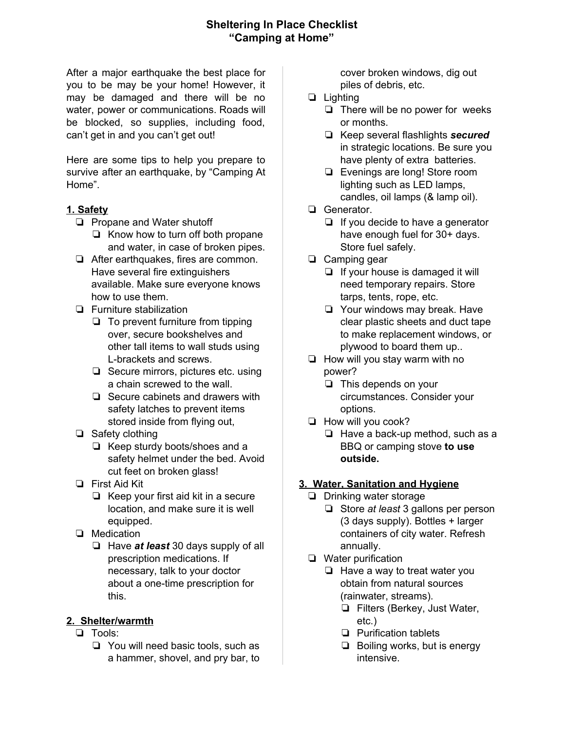# Sheltering In Place Checklist
# "Camping at Home"

After a major earthquake the best place for you to be may be your home! However, it may be damaged and there will be no water, power or communications. Roads will be blocked, so supplies, including food, can't get in and you can't get out!

Here are some tips to help you prepare to survive after an earthquake, by "Camping At Home".

## 1. Safety

- ❏ Propane and Water shutoff
  - ❏ Know how to turn off both propane and water, in case of broken pipes.
- ❏ After earthquakes, fires are common. Have several fire extinguishers available. Make sure everyone knows how to use them.
- ❏ Furniture stabilization
  - ❏ To prevent furniture from tipping over, secure bookshelves and other tall items to wall studs using L-brackets and screws.
  - ❏ Secure mirrors, pictures etc. using a chain screwed to the wall.
  - ❏ Secure cabinets and drawers with safety latches to prevent items stored inside from flying out,
- ❏ Safety clothing
  - ❏ Keep sturdy boots/shoes and a safety helmet under the bed. Avoid cut feet on broken glass!
- ❏ First Aid Kit
  - ❏ Keep your first aid kit in a secure location, and make sure it is well equipped.
- ❏ Medication
  - ❏ Have ***at least*** 30 days supply of all prescription medications. If necessary, talk to your doctor about a one-time prescription for this.

## 2. Shelter/warmth

- ❏ Tools:
  - ❏ You will need basic tools, such as a hammer, shovel, and pry bar, to cover broken windows, dig out piles of debris, etc.
- ❏ Lighting
  - ❏ There will be no power for weeks or months.
  - ❏ Keep several flashlights ***secured*** in strategic locations. Be sure you have plenty of extra batteries.
  - ❏ Evenings are long! Store room lighting such as LED lamps, candles, oil lamps (& lamp oil).
- ❏ Generator.
  - ❏ If you decide to have a generator have enough fuel for 30+ days. Store fuel safely.
- ❏ Camping gear
  - ❏ If your house is damaged it will need temporary repairs. Store tarps, tents, rope, etc.
  - ❏ Your windows may break. Have clear plastic sheets and duct tape to make replacement windows, or plywood to board them up..
- ❏ How will you stay warm with no power?
  - ❏ This depends on your circumstances. Consider your options.
- ❏ How will you cook?
  - ❏ Have a back-up method, such as a BBQ or camping stove **to use outside.**

## 3. Water, Sanitation and Hygiene

- ❏ Drinking water storage
  - ❏ Store *at least* 3 gallons per person (3 days supply). Bottles + larger containers of city water. Refresh annually.
- ❏ Water purification
  - ❏ Have a way to treat water you obtain from natural sources (rainwater, streams).
    - ❏ Filters (Berkey, Just Water, etc.)
    - ❏ Purification tablets
    - ❏ Boiling works, but is energy intensive.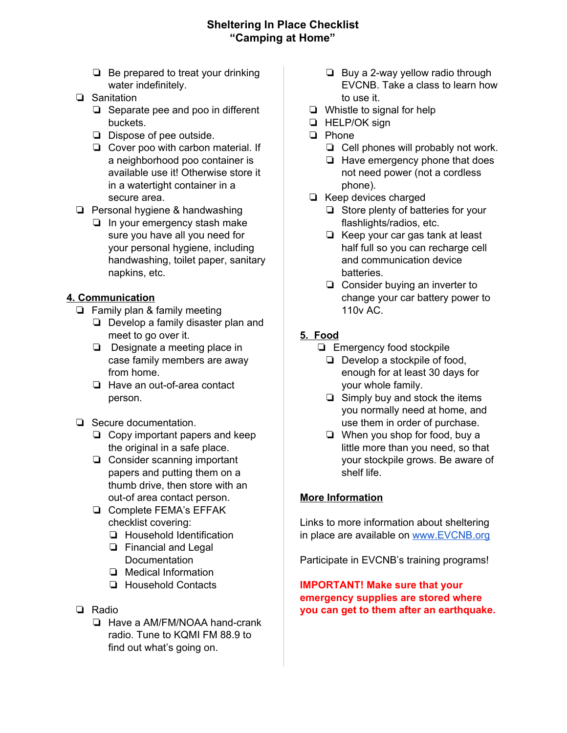## Sheltering In Place Checklist
## "Camping at Home"

    - ❏ Be prepared to treat your drinking water indefinitely.
- ❏ Sanitation
    - ❏ Separate pee and poo in different buckets.
    - ❏ Dispose of pee outside.
    - ❏ Cover poo with carbon material. If a neighborhood poo container is available use it! Otherwise store it in a watertight container in a secure area.
- ❏ Personal hygiene & handwashing
    - ❏ In your emergency stash make sure you have all you need for your personal hygiene, including handwashing, toilet paper, sanitary napkins, etc.

### 4. Communication

- ❏ Family plan & family meeting
    - ❏ Develop a family disaster plan and meet to go over it.
    - ❏ Designate a meeting place in case family members are away from home.
    - ❏ Have an out-of-area contact person.
- ❏ Secure documentation.
    - ❏ Copy important papers and keep the original in a safe place.
    - ❏ Consider scanning important papers and putting them on a thumb drive, then store with an out-of area contact person.
    - ❏ Complete FEMA's EFFAK checklist covering:
        - ❏ Household Identification
        - ❏ Financial and Legal Documentation
        - ❏ Medical Information
        - ❏ Household Contacts
- ❏ Radio
    - ❏ Have a AM/FM/NOAA hand-crank radio. Tune to KQMI FM 88.9 to find out what's going on.
    - ❏ Buy a 2-way yellow radio through EVCNB. Take a class to learn how to use it.
- ❏ Whistle to signal for help
- ❏ HELP/OK sign
- ❏ Phone
    - ❏ Cell phones will probably not work.
    - ❏ Have emergency phone that does not need power (not a cordless phone).
- ❏ Keep devices charged
    - ❏ Store plenty of batteries for your flashlights/radios, etc.
    - ❏ Keep your car gas tank at least half full so you can recharge cell and communication device batteries.
    - ❏ Consider buying an inverter to change your car battery power to 110v AC.

### 5. Food

- ❏ Emergency food stockpile
    - ❏ Develop a stockpile of food, enough for at least 30 days for your whole family.
    - ❏ Simply buy and stock the items you normally need at home, and use them in order of purchase.
    - ❏ When you shop for food, buy a little more than you need, so that your stockpile grows. Be aware of shelf life.

### More Information

Links to more information about sheltering in place are available on [www.EVCNB.org](http://www.EVCNB.org)

Participate in EVCNB's training programs!

**IMPORTANT! Make sure that your emergency supplies are stored where you can get to them after an earthquake.**